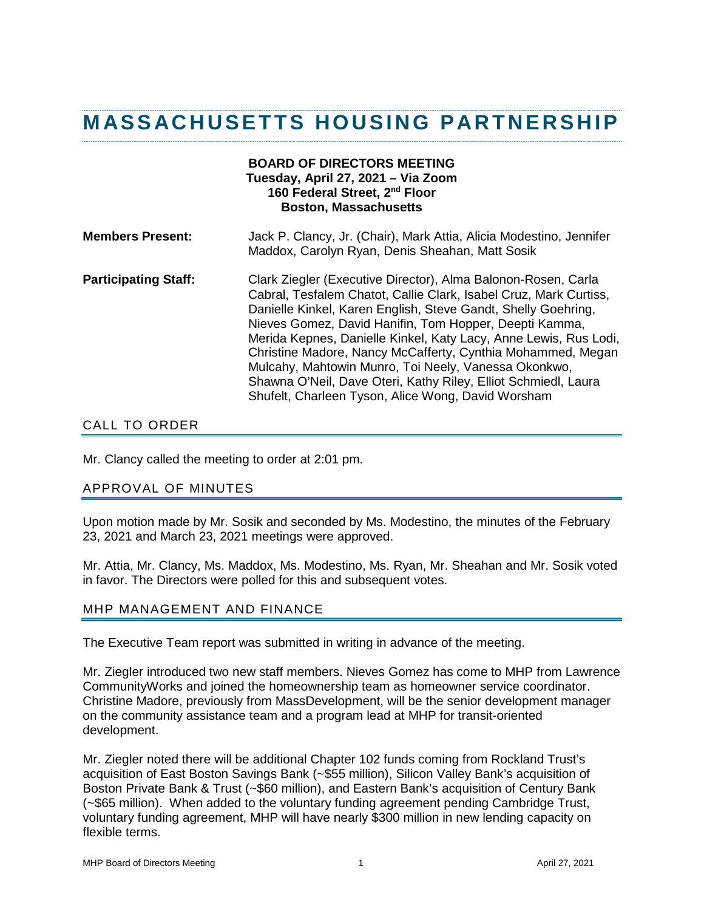# MASSACHUSETTS HOUSING PARTNERSHIP

**BOARD OF DIRECTORS MEETING**
**Tuesday, April 27, 2021 – Via Zoom**
**160 Federal Street, 2nd Floor**
**Boston, Massachusetts**

**Members Present:** Jack P. Clancy, Jr. (Chair), Mark Attia, Alicia Modestino, Jennifer Maddox, Carolyn Ryan, Denis Sheahan, Matt Sosik

**Participating Staff:** Clark Ziegler (Executive Director), Alma Balonon-Rosen, Carla Cabral, Tesfalem Chatot, Callie Clark, Isabel Cruz, Mark Curtiss, Danielle Kinkel, Karen English, Steve Gandt, Shelly Goehring, Nieves Gomez, David Hanifin, Tom Hopper, Deepti Kamma, Merida Kepnes, Danielle Kinkel, Katy Lacy, Anne Lewis, Rus Lodi, Christine Madore, Nancy McCafferty, Cynthia Mohammed, Megan Mulcahy, Mahtowin Munro, Toi Neely, Vanessa Okonkwo, Shawna O'Neil, Dave Oteri, Kathy Riley, Elliot Schmiedl, Laura Shufelt, Charleen Tyson, Alice Wong, David Worsham

## CALL TO ORDER

Mr. Clancy called the meeting to order at 2:01 pm.

## APPROVAL OF MINUTES

Upon motion made by Mr. Sosik and seconded by Ms. Modestino, the minutes of the February 23, 2021 and March 23, 2021 meetings were approved.

Mr. Attia, Mr. Clancy, Ms. Maddox, Ms. Modestino, Ms. Ryan, Mr. Sheahan and Mr. Sosik voted in favor. The Directors were polled for this and subsequent votes.

## MHP MANAGEMENT AND FINANCE

The Executive Team report was submitted in writing in advance of the meeting.

Mr. Ziegler introduced two new staff members. Nieves Gomez has come to MHP from Lawrence CommunityWorks and joined the homeownership team as homeowner service coordinator. Christine Madore, previously from MassDevelopment, will be the senior development manager on the community assistance team and a program lead at MHP for transit-oriented development.

Mr. Ziegler noted there will be additional Chapter 102 funds coming from Rockland Trust's acquisition of East Boston Savings Bank (~$55 million), Silicon Valley Bank's acquisition of Boston Private Bank & Trust (~$60 million), and Eastern Bank's acquisition of Century Bank (~$65 million). When added to the voluntary funding agreement pending Cambridge Trust, voluntary funding agreement, MHP will have nearly $300 million in new lending capacity on flexible terms.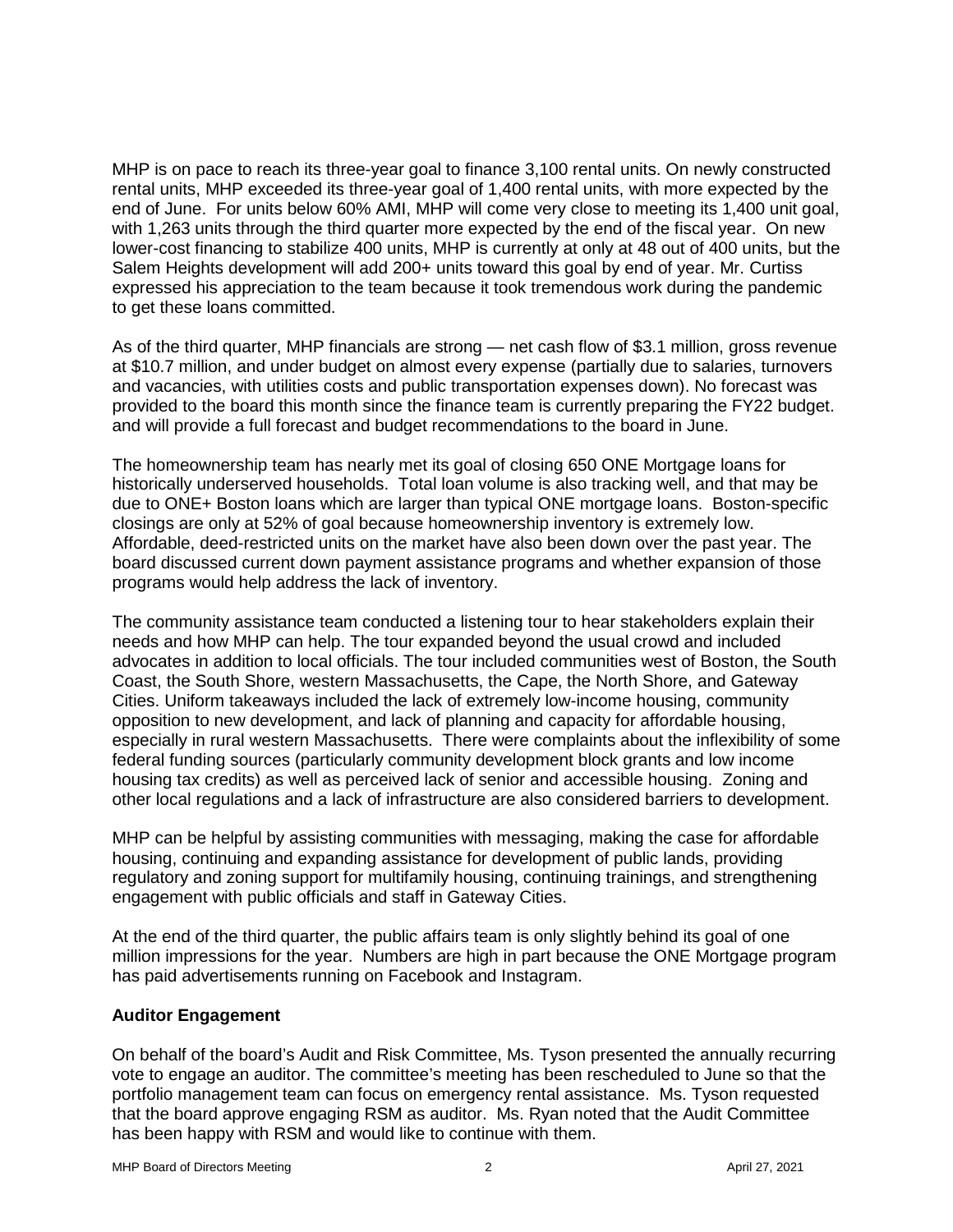MHP is on pace to reach its three-year goal to finance 3,100 rental units. On newly constructed rental units, MHP exceeded its three-year goal of 1,400 rental units, with more expected by the end of June. For units below 60% AMI, MHP will come very close to meeting its 1,400 unit goal, with 1,263 units through the third quarter more expected by the end of the fiscal year. On new lower-cost financing to stabilize 400 units, MHP is currently at only at 48 out of 400 units, but the Salem Heights development will add 200+ units toward this goal by end of year. Mr. Curtiss expressed his appreciation to the team because it took tremendous work during the pandemic to get these loans committed.

As of the third quarter, MHP financials are strong — net cash flow of $3.1 million, gross revenue at $10.7 million, and under budget on almost every expense (partially due to salaries, turnovers and vacancies, with utilities costs and public transportation expenses down). No forecast was provided to the board this month since the finance team is currently preparing the FY22 budget. and will provide a full forecast and budget recommendations to the board in June.

The homeownership team has nearly met its goal of closing 650 ONE Mortgage loans for historically underserved households. Total loan volume is also tracking well, and that may be due to ONE+ Boston loans which are larger than typical ONE mortgage loans. Boston-specific closings are only at 52% of goal because homeownership inventory is extremely low. Affordable, deed-restricted units on the market have also been down over the past year. The board discussed current down payment assistance programs and whether expansion of those programs would help address the lack of inventory.

The community assistance team conducted a listening tour to hear stakeholders explain their needs and how MHP can help. The tour expanded beyond the usual crowd and included advocates in addition to local officials. The tour included communities west of Boston, the South Coast, the South Shore, western Massachusetts, the Cape, the North Shore, and Gateway Cities. Uniform takeaways included the lack of extremely low-income housing, community opposition to new development, and lack of planning and capacity for affordable housing, especially in rural western Massachusetts. There were complaints about the inflexibility of some federal funding sources (particularly community development block grants and low income housing tax credits) as well as perceived lack of senior and accessible housing. Zoning and other local regulations and a lack of infrastructure are also considered barriers to development.

MHP can be helpful by assisting communities with messaging, making the case for affordable housing, continuing and expanding assistance for development of public lands, providing regulatory and zoning support for multifamily housing, continuing trainings, and strengthening engagement with public officials and staff in Gateway Cities.

At the end of the third quarter, the public affairs team is only slightly behind its goal of one million impressions for the year. Numbers are high in part because the ONE Mortgage program has paid advertisements running on Facebook and Instagram.

**Auditor Engagement**

On behalf of the board's Audit and Risk Committee, Ms. Tyson presented the annually recurring vote to engage an auditor. The committee's meeting has been rescheduled to June so that the portfolio management team can focus on emergency rental assistance. Ms. Tyson requested that the board approve engaging RSM as auditor. Ms. Ryan noted that the Audit Committee has been happy with RSM and would like to continue with them.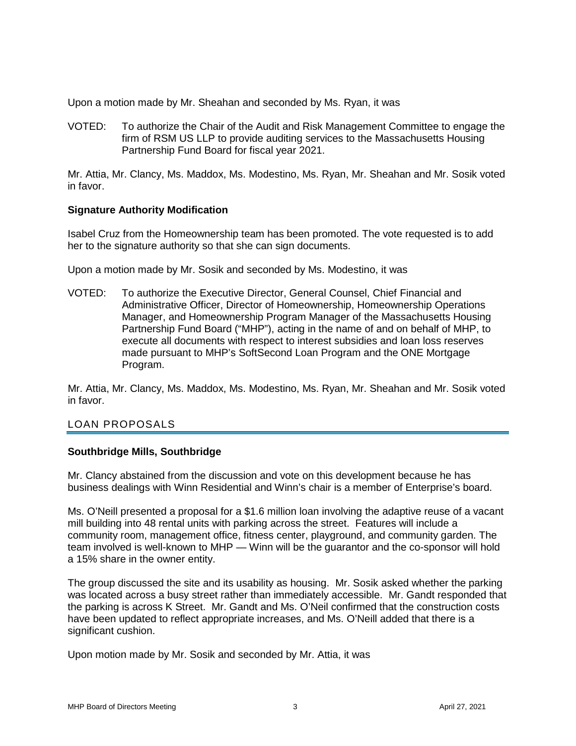Upon a motion made by Mr. Sheahan and seconded by Ms. Ryan, it was

VOTED: To authorize the Chair of the Audit and Risk Management Committee to engage the firm of RSM US LLP to provide auditing services to the Massachusetts Housing Partnership Fund Board for fiscal year 2021.

Mr. Attia, Mr. Clancy, Ms. Maddox, Ms. Modestino, Ms. Ryan, Mr. Sheahan and Mr. Sosik voted in favor.

**Signature Authority Modification**

Isabel Cruz from the Homeownership team has been promoted. The vote requested is to add her to the signature authority so that she can sign documents.

Upon a motion made by Mr. Sosik and seconded by Ms. Modestino, it was

VOTED: To authorize the Executive Director, General Counsel, Chief Financial and Administrative Officer, Director of Homeownership, Homeownership Operations Manager, and Homeownership Program Manager of the Massachusetts Housing Partnership Fund Board ("MHP"), acting in the name of and on behalf of MHP, to execute all documents with respect to interest subsidies and loan loss reserves made pursuant to MHP's SoftSecond Loan Program and the ONE Mortgage Program.

Mr. Attia, Mr. Clancy, Ms. Maddox, Ms. Modestino, Ms. Ryan, Mr. Sheahan and Mr. Sosik voted in favor.

## LOAN PROPOSALS

**Southbridge Mills, Southbridge**

Mr. Clancy abstained from the discussion and vote on this development because he has business dealings with Winn Residential and Winn's chair is a member of Enterprise's board.

Ms. O'Neill presented a proposal for a $1.6 million loan involving the adaptive reuse of a vacant mill building into 48 rental units with parking across the street. Features will include a community room, management office, fitness center, playground, and community garden. The team involved is well-known to MHP — Winn will be the guarantor and the co-sponsor will hold a 15% share in the owner entity.

The group discussed the site and its usability as housing. Mr. Sosik asked whether the parking was located across a busy street rather than immediately accessible. Mr. Gandt responded that the parking is across K Street. Mr. Gandt and Ms. O'Neil confirmed that the construction costs have been updated to reflect appropriate increases, and Ms. O'Neill added that there is a significant cushion.

Upon motion made by Mr. Sosik and seconded by Mr. Attia, it was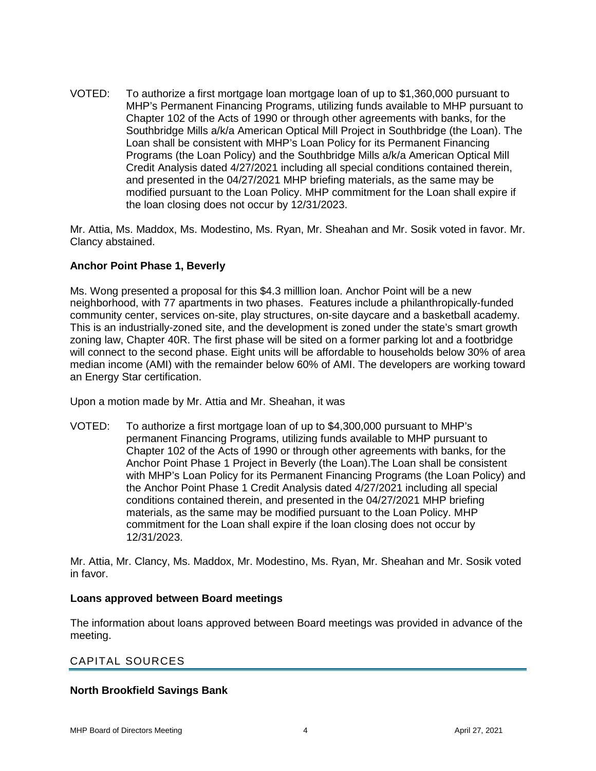VOTED: To authorize a first mortgage loan mortgage loan of up to $1,360,000 pursuant to MHP's Permanent Financing Programs, utilizing funds available to MHP pursuant to Chapter 102 of the Acts of 1990 or through other agreements with banks, for the Southbridge Mills a/k/a American Optical Mill Project in Southbridge (the Loan). The Loan shall be consistent with MHP's Loan Policy for its Permanent Financing Programs (the Loan Policy) and the Southbridge Mills a/k/a American Optical Mill Credit Analysis dated 4/27/2021 including all special conditions contained therein, and presented in the 04/27/2021 MHP briefing materials, as the same may be modified pursuant to the Loan Policy. MHP commitment for the Loan shall expire if the loan closing does not occur by 12/31/2023.

Mr. Attia, Ms. Maddox, Ms. Modestino, Ms. Ryan, Mr. Sheahan and Mr. Sosik voted in favor. Mr. Clancy abstained.

**Anchor Point Phase 1, Beverly**

Ms. Wong presented a proposal for this $4.3 milllion loan. Anchor Point will be a new neighborhood, with 77 apartments in two phases. Features include a philanthropically-funded community center, services on-site, play structures, on-site daycare and a basketball academy. This is an industrially-zoned site, and the development is zoned under the state's smart growth zoning law, Chapter 40R. The first phase will be sited on a former parking lot and a footbridge will connect to the second phase. Eight units will be affordable to households below 30% of area median income (AMI) with the remainder below 60% of AMI. The developers are working toward an Energy Star certification.

Upon a motion made by Mr. Attia and Mr. Sheahan, it was

VOTED: To authorize a first mortgage loan of up to $4,300,000 pursuant to MHP's permanent Financing Programs, utilizing funds available to MHP pursuant to Chapter 102 of the Acts of 1990 or through other agreements with banks, for the Anchor Point Phase 1 Project in Beverly (the Loan).The Loan shall be consistent with MHP's Loan Policy for its Permanent Financing Programs (the Loan Policy) and the Anchor Point Phase 1 Credit Analysis dated 4/27/2021 including all special conditions contained therein, and presented in the 04/27/2021 MHP briefing materials, as the same may be modified pursuant to the Loan Policy. MHP commitment for the Loan shall expire if the loan closing does not occur by 12/31/2023.

Mr. Attia, Mr. Clancy, Ms. Maddox, Mr. Modestino, Ms. Ryan, Mr. Sheahan and Mr. Sosik voted in favor.

**Loans approved between Board meetings**

The information about loans approved between Board meetings was provided in advance of the meeting.

## CAPITAL SOURCES

**North Brookfield Savings Bank**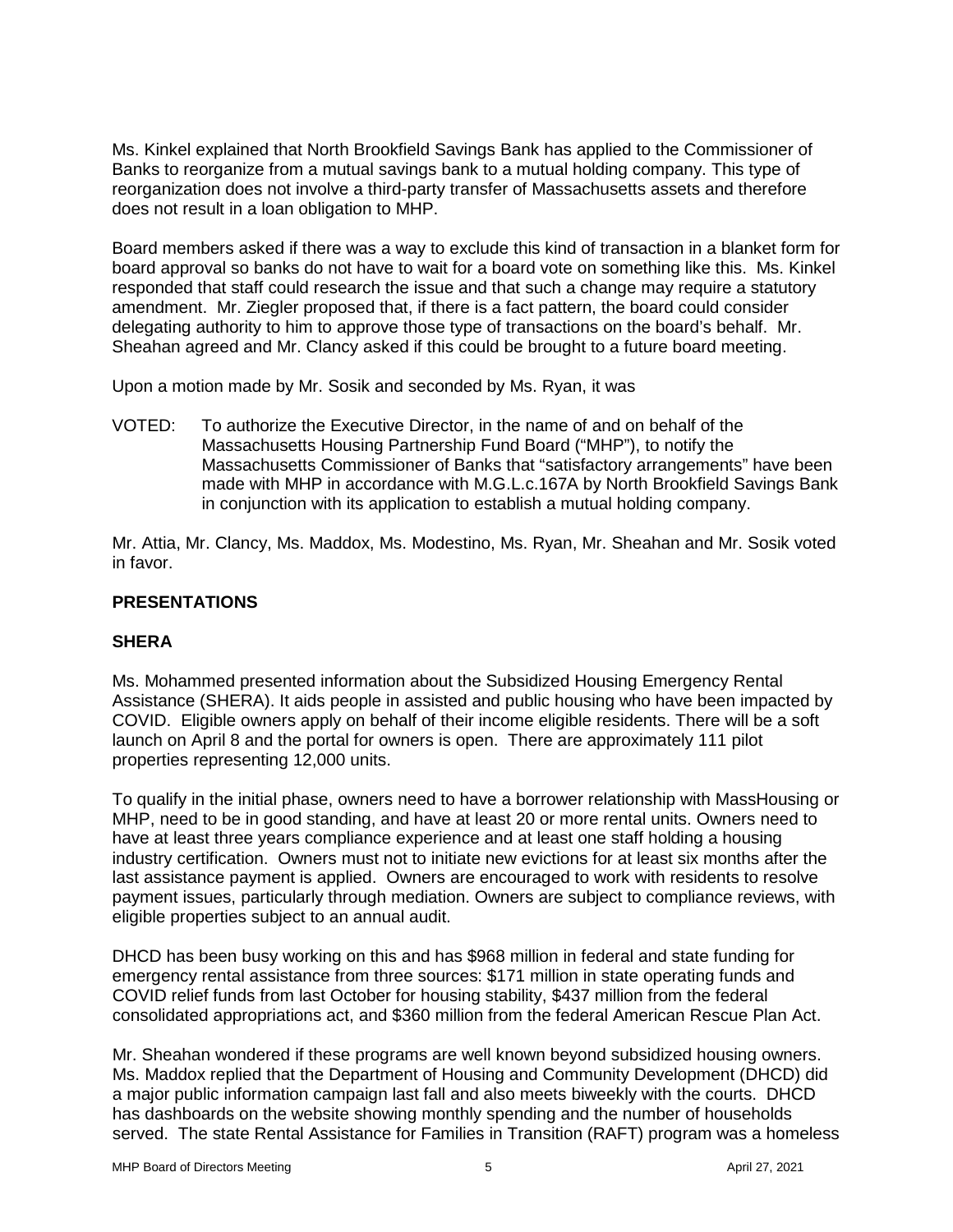Ms. Kinkel explained that North Brookfield Savings Bank has applied to the Commissioner of Banks to reorganize from a mutual savings bank to a mutual holding company. This type of reorganization does not involve a third-party transfer of Massachusetts assets and therefore does not result in a loan obligation to MHP.

Board members asked if there was a way to exclude this kind of transaction in a blanket form for board approval so banks do not have to wait for a board vote on something like this. Ms. Kinkel responded that staff could research the issue and that such a change may require a statutory amendment. Mr. Ziegler proposed that, if there is a fact pattern, the board could consider delegating authority to him to approve those type of transactions on the board's behalf. Mr. Sheahan agreed and Mr. Clancy asked if this could be brought to a future board meeting.

Upon a motion made by Mr. Sosik and seconded by Ms. Ryan, it was

VOTED: To authorize the Executive Director, in the name of and on behalf of the Massachusetts Housing Partnership Fund Board ("MHP"), to notify the Massachusetts Commissioner of Banks that "satisfactory arrangements" have been made with MHP in accordance with M.G.L.c.167A by North Brookfield Savings Bank in conjunction with its application to establish a mutual holding company.

Mr. Attia, Mr. Clancy, Ms. Maddox, Ms. Modestino, Ms. Ryan, Mr. Sheahan and Mr. Sosik voted in favor.

## PRESENTATIONS

### SHERA

Ms. Mohammed presented information about the Subsidized Housing Emergency Rental Assistance (SHERA). It aids people in assisted and public housing who have been impacted by COVID. Eligible owners apply on behalf of their income eligible residents. There will be a soft launch on April 8 and the portal for owners is open. There are approximately 111 pilot properties representing 12,000 units.

To qualify in the initial phase, owners need to have a borrower relationship with MassHousing or MHP, need to be in good standing, and have at least 20 or more rental units. Owners need to have at least three years compliance experience and at least one staff holding a housing industry certification. Owners must not to initiate new evictions for at least six months after the last assistance payment is applied. Owners are encouraged to work with residents to resolve payment issues, particularly through mediation. Owners are subject to compliance reviews, with eligible properties subject to an annual audit.

DHCD has been busy working on this and has $968 million in federal and state funding for emergency rental assistance from three sources: $171 million in state operating funds and COVID relief funds from last October for housing stability, $437 million from the federal consolidated appropriations act, and $360 million from the federal American Rescue Plan Act.

Mr. Sheahan wondered if these programs are well known beyond subsidized housing owners. Ms. Maddox replied that the Department of Housing and Community Development (DHCD) did a major public information campaign last fall and also meets biweekly with the courts. DHCD has dashboards on the website showing monthly spending and the number of households served. The state Rental Assistance for Families in Transition (RAFT) program was a homeless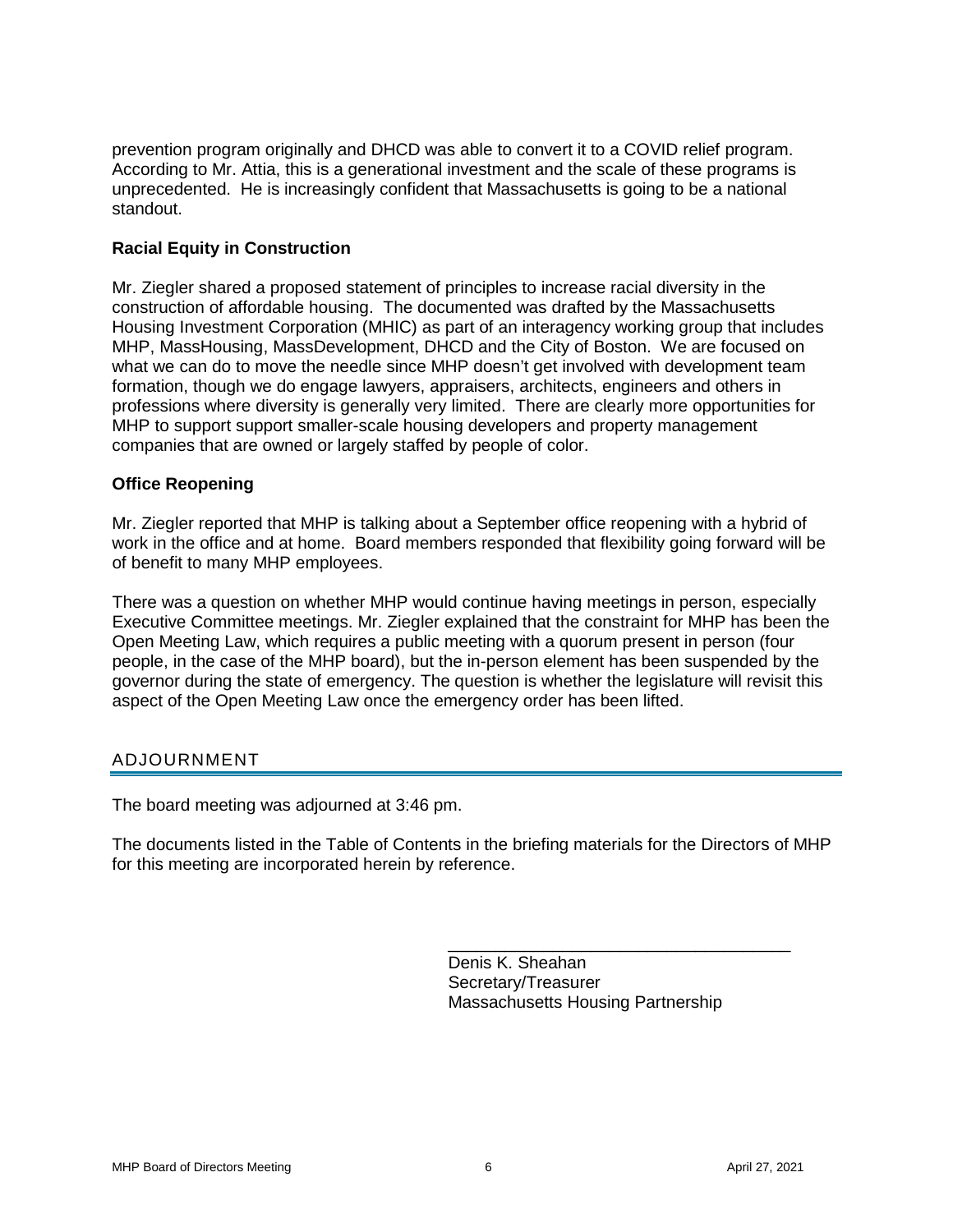prevention program originally and DHCD was able to convert it to a COVID relief program. According to Mr. Attia, this is a generational investment and the scale of these programs is unprecedented. He is increasingly confident that Massachusetts is going to be a national standout.

**Racial Equity in Construction**

Mr. Ziegler shared a proposed statement of principles to increase racial diversity in the construction of affordable housing. The documented was drafted by the Massachusetts Housing Investment Corporation (MHIC) as part of an interagency working group that includes MHP, MassHousing, MassDevelopment, DHCD and the City of Boston. We are focused on what we can do to move the needle since MHP doesn't get involved with development team formation, though we do engage lawyers, appraisers, architects, engineers and others in professions where diversity is generally very limited. There are clearly more opportunities for MHP to support support smaller-scale housing developers and property management companies that are owned or largely staffed by people of color.

**Office Reopening**

Mr. Ziegler reported that MHP is talking about a September office reopening with a hybrid of work in the office and at home. Board members responded that flexibility going forward will be of benefit to many MHP employees.

There was a question on whether MHP would continue having meetings in person, especially Executive Committee meetings. Mr. Ziegler explained that the constraint for MHP has been the Open Meeting Law, which requires a public meeting with a quorum present in person (four people, in the case of the MHP board), but the in-person element has been suspended by the governor during the state of emergency. The question is whether the legislature will revisit this aspect of the Open Meeting Law once the emergency order has been lifted.

## ADJOURNMENT

The board meeting was adjourned at 3:46 pm.

The documents listed in the Table of Contents in the briefing materials for the Directors of MHP for this meeting are incorporated herein by reference.

\_\_\_\_\_\_\_\_\_\_\_\_\_\_\_\_\_\_\_\_\_\_\_\_\_\_\_\_\_\_\_\_\_\_\_\_
Denis K. Sheahan
Secretary/Treasurer
Massachusetts Housing Partnership